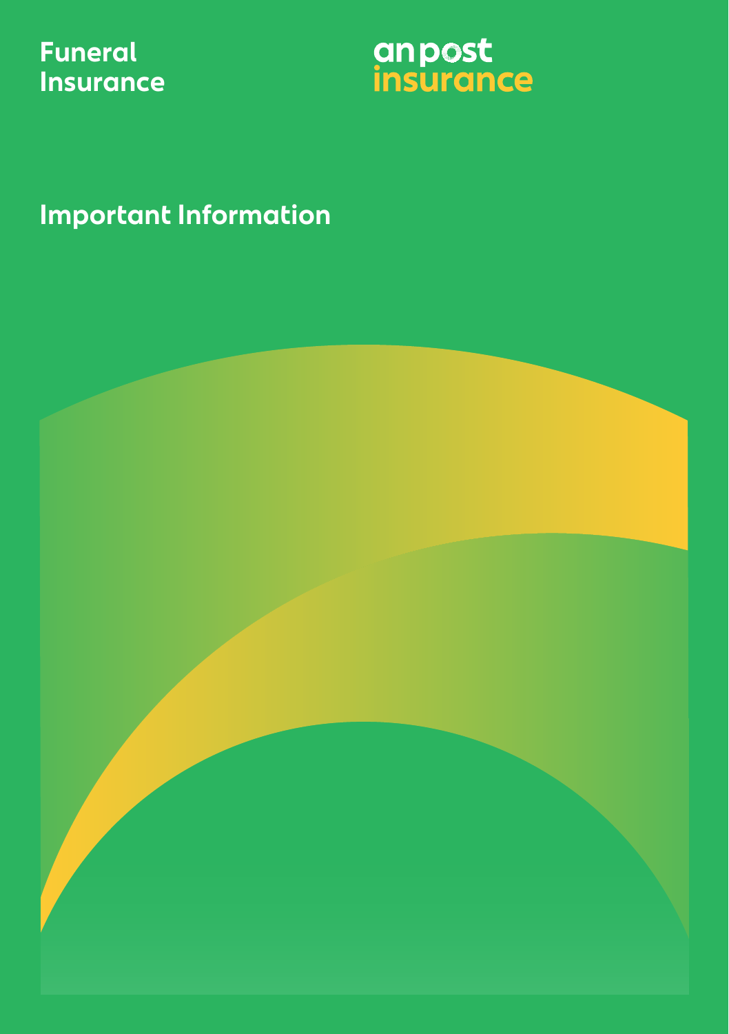# Funeral Insurance

an post insurance

## Important Information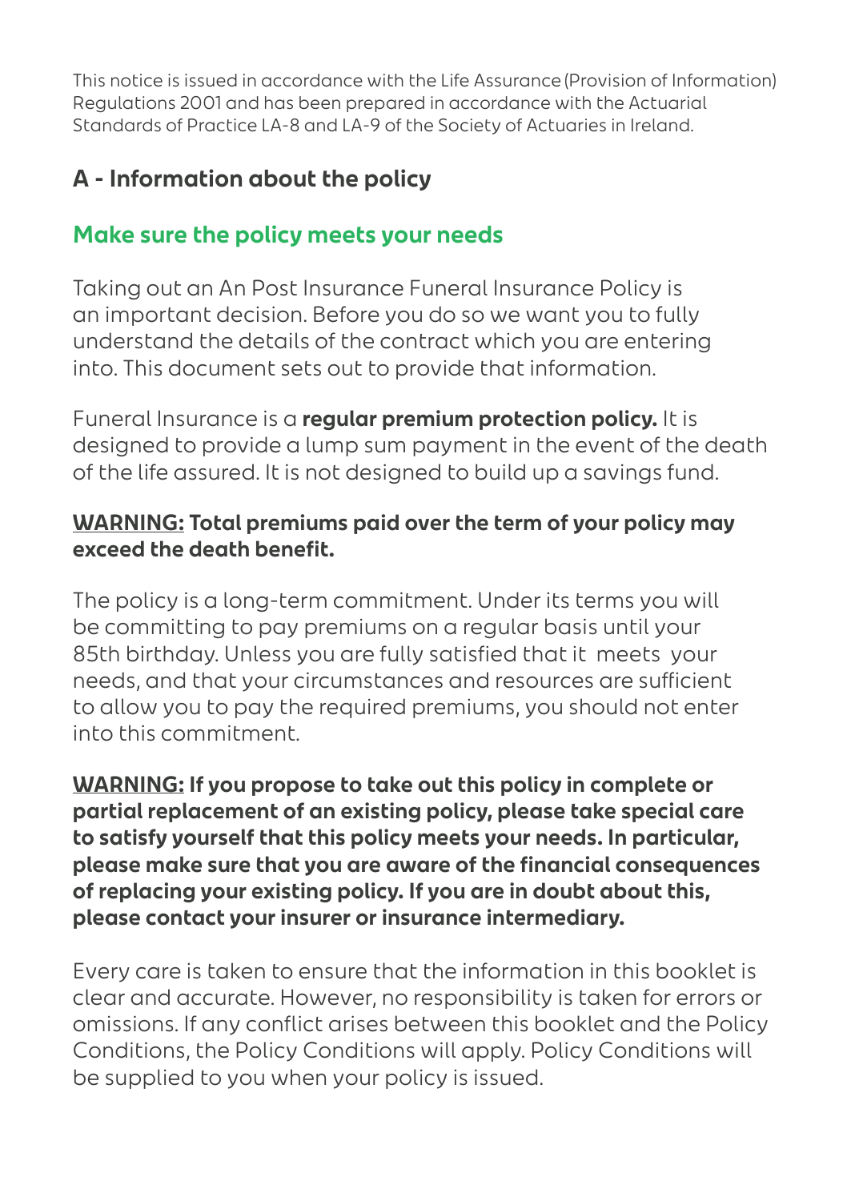This notice is issued in accordance with the Life Assurance (Provision of Information) Regulations 2001 and has been prepared in accordance with the Actuarial Standards of Practice LA-8 and LA-9 of the Society of Actuaries in Ireland.

## A - Information about the policy

### Make sure the policy meets your needs

Taking out an An Post Insurance Funeral Insurance Policy is an important decision. Before you do so we want you to fully understand the details of the contract which you are entering into. This document sets out to provide that information.

Funeral Insurance is a **regular premium protection policy.** It is designed to provide a lump sum payment in the event of the death of the life assured. It is not designed to build up a savings fund.

**WARNING: Total premiums paid over the term of your policy may exceed the death benefit.**

The policy is a long-term commitment. Under its terms you will be committing to pay premiums on a regular basis until your 85th birthday. Unless you are fully satisfied that it meets your needs, and that your circumstances and resources are sufficient to allow you to pay the required premiums, you should not enter into this commitment.

**WARNING: If you propose to take out this policy in complete or partial replacement of an existing policy, please take special care to satisfy yourself that this policy meets your needs. In particular, please make sure that you are aware of the financial consequences of replacing your existing policy. If you are in doubt about this, please contact your insurer or insurance intermediary.**

Every care is taken to ensure that the information in this booklet is clear and accurate. However, no responsibility is taken for errors or omissions. If any conflict arises between this booklet and the Policy Conditions, the Policy Conditions will apply. Policy Conditions will be supplied to you when your policy is issued.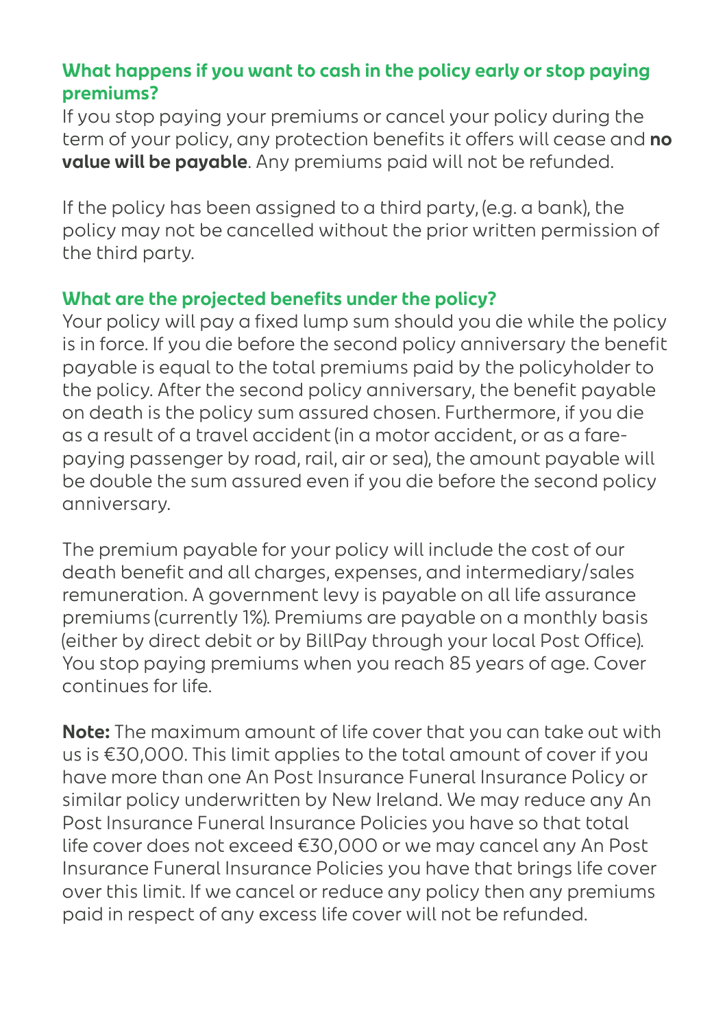## What happens if you want to cash in the policy early or stop paying premiums?

If you stop paying your premiums or cancel your policy during the term of your policy, any protection benefits it offers will cease and **no value will be payable**. Any premiums paid will not be refunded.

If the policy has been assigned to a third party, (e.g. a bank), the policy may not be cancelled without the prior written permission of the third party.

## What are the projected benefits under the policy?

Your policy will pay a fixed lump sum should you die while the policy is in force. If you die before the second policy anniversary the benefit payable is equal to the total premiums paid by the policyholder to the policy. After the second policy anniversary, the benefit payable on death is the policy sum assured chosen. Furthermore, if you die as a result of a travel accident (in a motor accident, or as a fare-paying passenger by road, rail, air or sea), the amount payable will be double the sum assured even if you die before the second policy anniversary.

The premium payable for your policy will include the cost of our death benefit and all charges, expenses, and intermediary/sales remuneration. A government levy is payable on all life assurance premiums (currently 1%). Premiums are payable on a monthly basis (either by direct debit or by BillPay through your local Post Office). You stop paying premiums when you reach 85 years of age. Cover continues for life.

**Note:** The maximum amount of life cover that you can take out with us is €30,000. This limit applies to the total amount of cover if you have more than one An Post Insurance Funeral Insurance Policy or similar policy underwritten by New Ireland. We may reduce any An Post Insurance Funeral Insurance Policies you have so that total life cover does not exceed €30,000 or we may cancel any An Post Insurance Funeral Insurance Policies you have that brings life cover over this limit. If we cancel or reduce any policy then any premiums paid in respect of any excess life cover will not be refunded.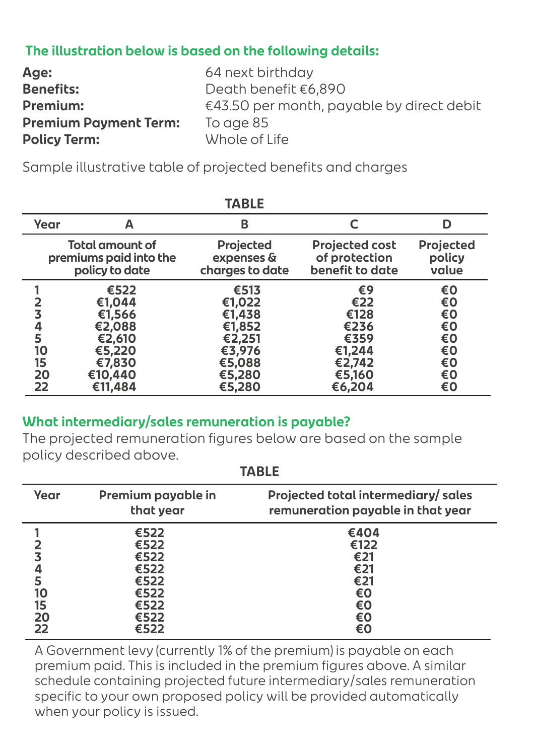### The illustration below is based on the following details:

| | |
|---|---|
| **Age:** | 64 next birthday |
| **Benefits:** | Death benefit €6,890 |
| **Premium:** | €43.50 per month, payable by direct debit |
| **Premium Payment Term:** | To age 85 |
| **Policy Term:** | Whole of Life |

Sample illustrative table of projected benefits and charges

**TABLE**

| Year | A | B | C | D |
|---|---|---|---|---|
| | Total amount of premiums paid into the policy to date | Projected expenses & charges to date | Projected cost of protection benefit to date | Projected policy value |
| 1 | €522 | €513 | €9 | €0 |
| 2 | €1,044 | €1,022 | €22 | €0 |
| 3 | €1,566 | €1,438 | €128 | €0 |
| 4 | €2,088 | €1,852 | €236 | €0 |
| 5 | €2,610 | €2,251 | €359 | €0 |
| 10 | €5,220 | €3,976 | €1,244 | €0 |
| 15 | €7,830 | €5,088 | €2,742 | €0 |
| 20 | €10,440 | €5,280 | €5,160 | €0 |
| 22 | €11,484 | €5,280 | €6,204 | €0 |

### What intermediary/sales remuneration is payable?

The projected remuneration figures below are based on the sample policy described above.

**TABLE**

| Year | Premium payable in that year | Projected total intermediary/ sales remuneration payable in that year |
|---|---|---|
| 1 | €522 | €404 |
| 2 | €522 | €122 |
| 3 | €522 | €21 |
| 4 | €522 | €21 |
| 5 | €522 | €21 |
| 10 | €522 | €0 |
| 15 | €522 | €0 |
| 20 | €522 | €0 |
| 22 | €522 | €0 |

A Government levy (currently 1% of the premium) is payable on each premium paid. This is included in the premium figures above. A similar schedule containing projected future intermediary/sales remuneration specific to your own proposed policy will be provided automatically when your policy is issued.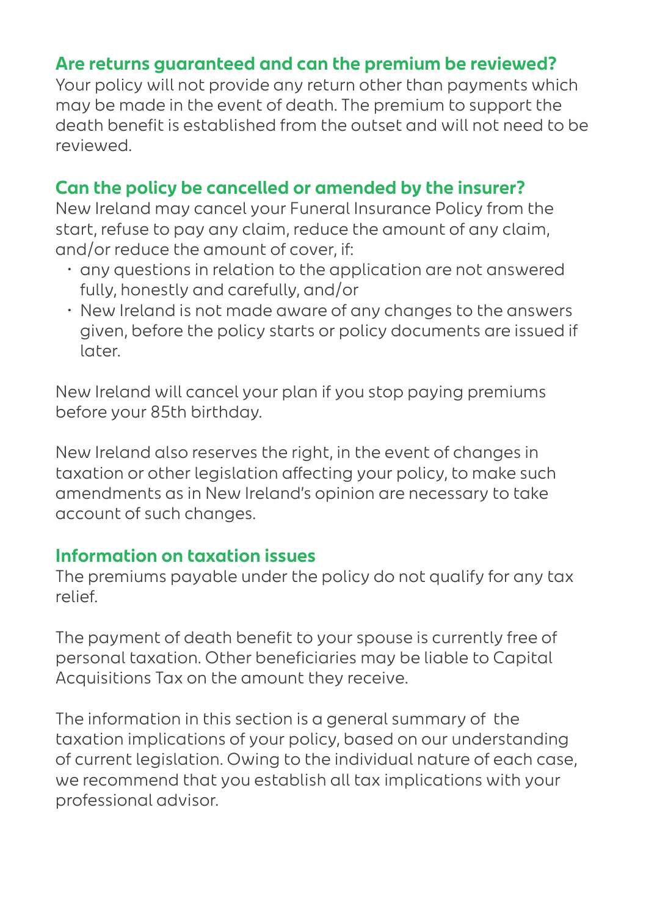### Are returns guaranteed and can the premium be reviewed?

Your policy will not provide any return other than payments which may be made in the event of death. The premium to support the death benefit is established from the outset and will not need to be reviewed.

### Can the policy be cancelled or amended by the insurer?

New Ireland may cancel your Funeral Insurance Policy from the start, refuse to pay any claim, reduce the amount of any claim, and/or reduce the amount of cover, if:

- any questions in relation to the application are not answered fully, honestly and carefully, and/or
- New Ireland is not made aware of any changes to the answers given, before the policy starts or policy documents are issued if later.

New Ireland will cancel your plan if you stop paying premiums before your 85th birthday.

New Ireland also reserves the right, in the event of changes in taxation or other legislation affecting your policy, to make such amendments as in New Ireland's opinion are necessary to take account of such changes.

### Information on taxation issues

The premiums payable under the policy do not qualify for any tax relief.

The payment of death benefit to your spouse is currently free of personal taxation. Other beneficiaries may be liable to Capital Acquisitions Tax on the amount they receive.

The information in this section is a general summary of the taxation implications of your policy, based on our understanding of current legislation. Owing to the individual nature of each case, we recommend that you establish all tax implications with your professional advisor.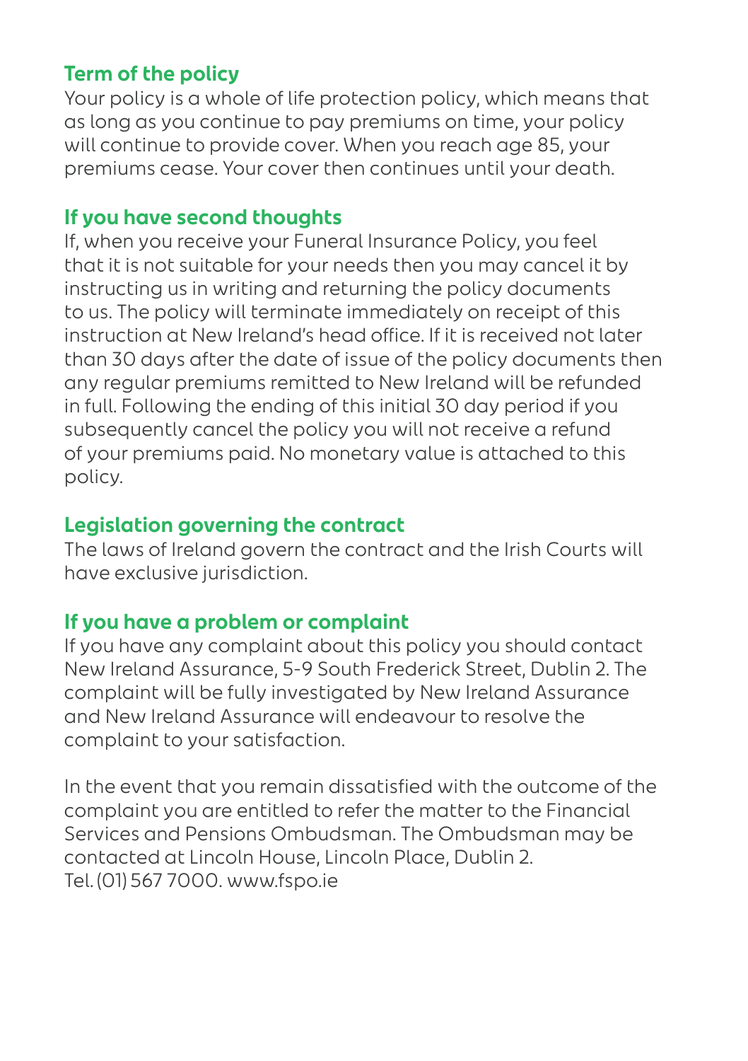## Term of the policy

Your policy is a whole of life protection policy, which means that as long as you continue to pay premiums on time, your policy will continue to provide cover. When you reach age 85, your premiums cease. Your cover then continues until your death.

## If you have second thoughts

If, when you receive your Funeral Insurance Policy, you feel that it is not suitable for your needs then you may cancel it by instructing us in writing and returning the policy documents to us. The policy will terminate immediately on receipt of this instruction at New Ireland's head office. If it is received not later than 30 days after the date of issue of the policy documents then any regular premiums remitted to New Ireland will be refunded in full. Following the ending of this initial 30 day period if you subsequently cancel the policy you will not receive a refund of your premiums paid. No monetary value is attached to this policy.

## Legislation governing the contract

The laws of Ireland govern the contract and the Irish Courts will have exclusive jurisdiction.

## If you have a problem or complaint

If you have any complaint about this policy you should contact New Ireland Assurance, 5-9 South Frederick Street, Dublin 2. The complaint will be fully investigated by New Ireland Assurance and New Ireland Assurance will endeavour to resolve the complaint to your satisfaction.

In the event that you remain dissatisfied with the outcome of the complaint you are entitled to refer the matter to the Financial Services and Pensions Ombudsman. The Ombudsman may be contacted at Lincoln House, Lincoln Place, Dublin 2.
Tel. (01) 567 7000. www.fspo.ie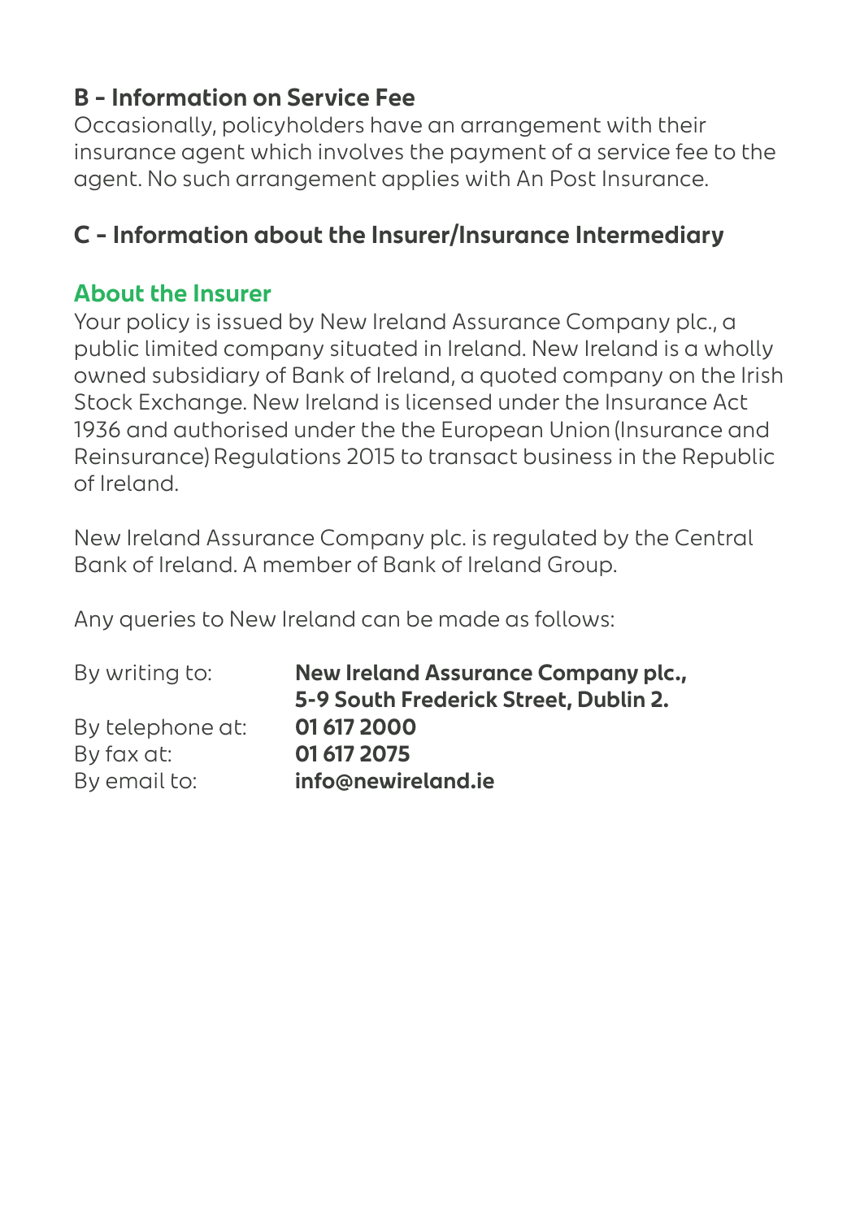## B - Information on Service Fee

Occasionally, policyholders have an arrangement with their insurance agent which involves the payment of a service fee to the agent. No such arrangement applies with An Post Insurance.

## C - Information about the Insurer/Insurance Intermediary

### About the Insurer

Your policy is issued by New Ireland Assurance Company plc., a public limited company situated in Ireland. New Ireland is a wholly owned subsidiary of Bank of Ireland, a quoted company on the Irish Stock Exchange. New Ireland is licensed under the Insurance Act 1936 and authorised under the the European Union (Insurance and Reinsurance) Regulations 2015 to transact business in the Republic of Ireland.

New Ireland Assurance Company plc. is regulated by the Central Bank of Ireland. A member of Bank of Ireland Group.

Any queries to New Ireland can be made as follows:

| | |
|---|---|
| By writing to: | **New Ireland Assurance Company plc., 5-9 South Frederick Street, Dublin 2.** |
| By telephone at: | **01 617 2000** |
| By fax at: | **01 617 2075** |
| By email to: | **info@newireland.ie** |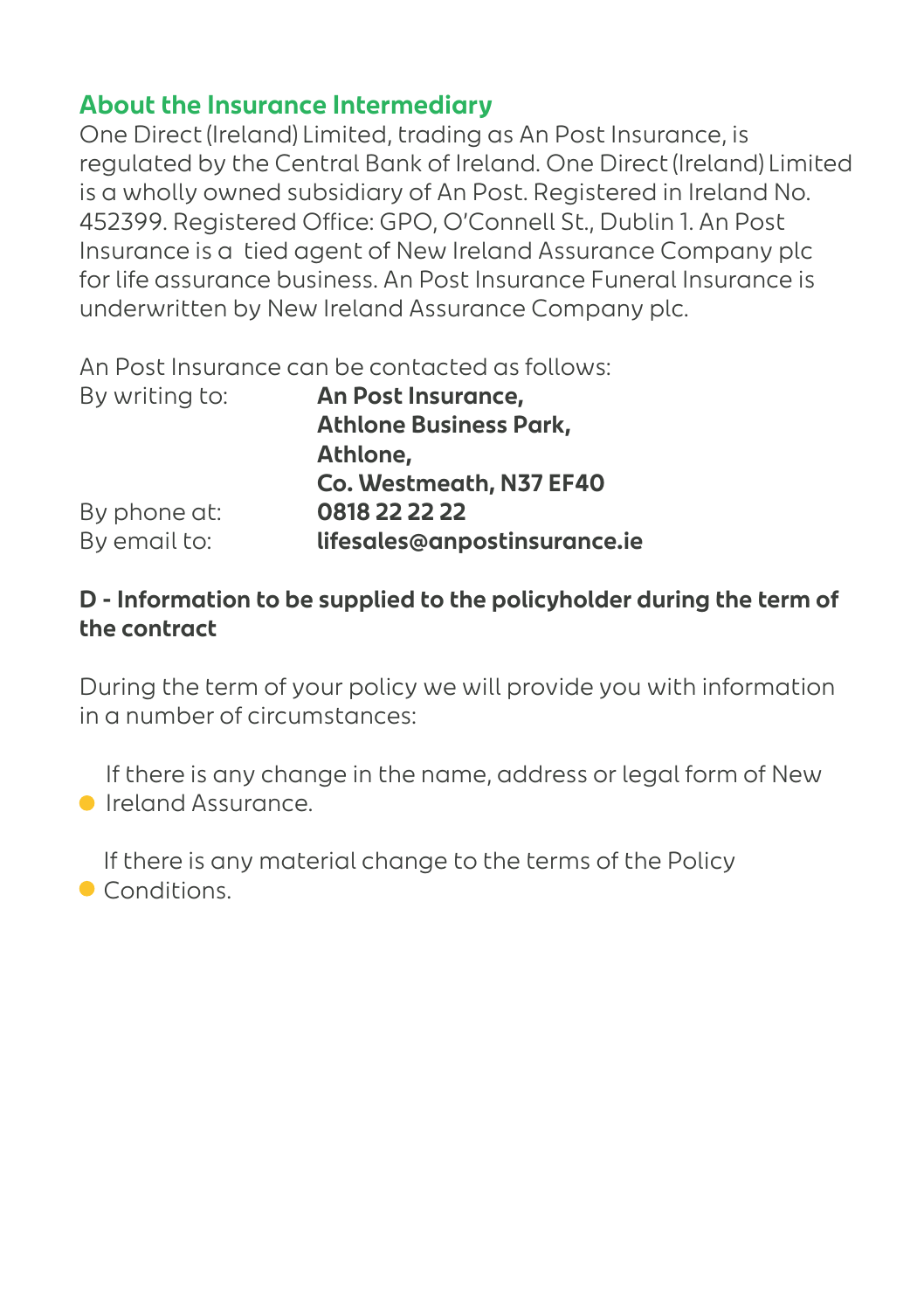## About the Insurance Intermediary

One Direct (Ireland) Limited, trading as An Post Insurance, is regulated by the Central Bank of Ireland. One Direct (Ireland) Limited is a wholly owned subsidiary of An Post. Registered in Ireland No. 452399. Registered Office: GPO, O'Connell St., Dublin 1. An Post Insurance is a tied agent of New Ireland Assurance Company plc for life assurance business. An Post Insurance Funeral Insurance is underwritten by New Ireland Assurance Company plc.

An Post Insurance can be contacted as follows:

| | |
|---|---|
| By writing to: | **An Post Insurance,**<br>**Athlone Business Park,**<br>**Athlone,**<br>**Co. Westmeath, N37 EF40** |
| By phone at: | **0818 22 22 22** |
| By email to: | **lifesales@anpostinsurance.ie** |

### D - Information to be supplied to the policyholder during the term of the contract

During the term of your policy we will provide you with information in a number of circumstances:

- If there is any change in the name, address or legal form of New Ireland Assurance.
- If there is any material change to the terms of the Policy Conditions.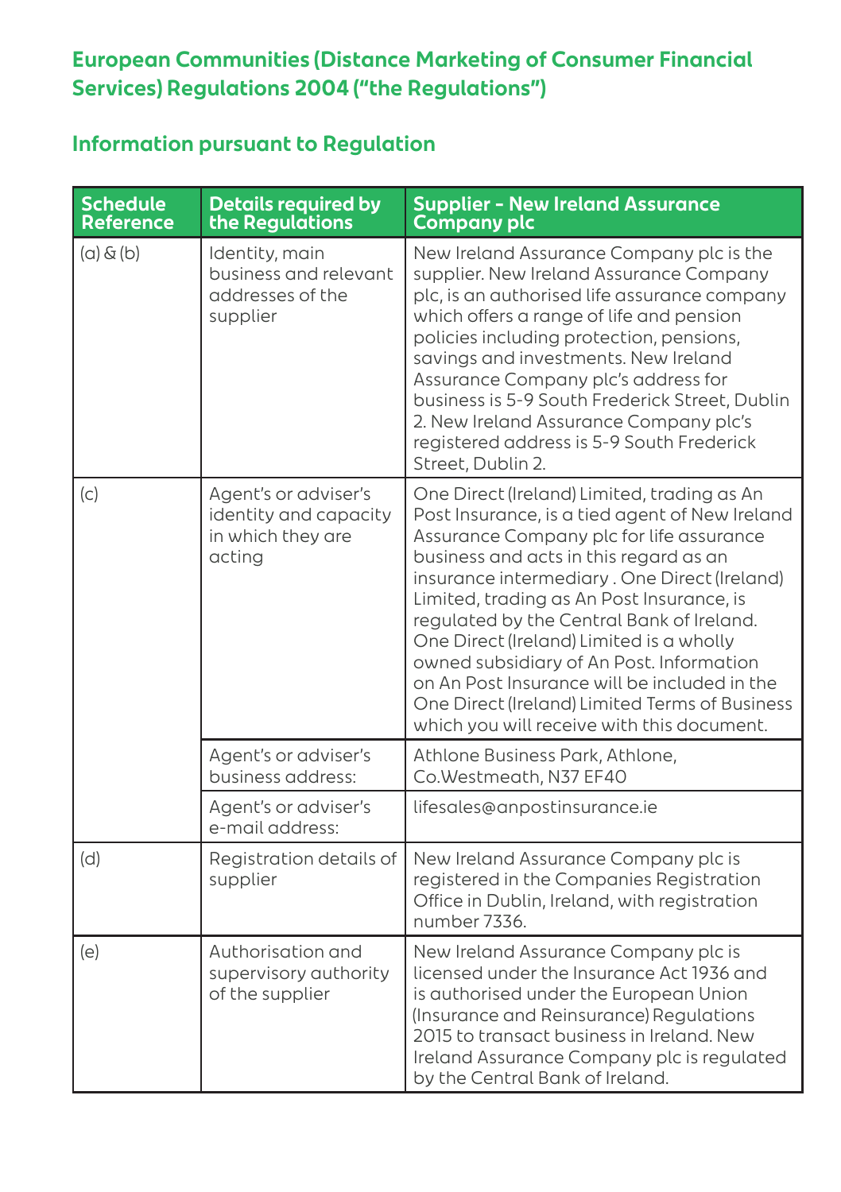## European Communities (Distance Marketing of Consumer Financial Services) Regulations 2004 ("the Regulations")

### Information pursuant to Regulation

| Schedule Reference | Details required by the Regulations | Supplier - New Ireland Assurance Company plc |
|---|---|---|
| (a) & (b) | Identity, main business and relevant addresses of the supplier | New Ireland Assurance Company plc is the supplier. New Ireland Assurance Company plc, is an authorised life assurance company which offers a range of life and pension policies including protection, pensions, savings and investments. New Ireland Assurance Company plc's address for business is 5-9 South Frederick Street, Dublin 2. New Ireland Assurance Company plc's registered address is 5-9 South Frederick Street, Dublin 2. |
| (c) | Agent's or adviser's identity and capacity in which they are acting | One Direct (Ireland) Limited, trading as An Post Insurance, is a tied agent of New Ireland Assurance Company plc for life assurance business and acts in this regard as an insurance intermediary . One Direct (Ireland) Limited, trading as An Post Insurance, is regulated by the Central Bank of Ireland. One Direct (Ireland) Limited is a wholly owned subsidiary of An Post. Information on An Post Insurance will be included in the One Direct (Ireland) Limited Terms of Business which you will receive with this document. |
| | Agent's or adviser's business address: | Athlone Business Park, Athlone, Co.Westmeath, N37 EF40 |
| | Agent's or adviser's e-mail address: | lifesales@anpostinsurance.ie |
| (d) | Registration details of supplier | New Ireland Assurance Company plc is registered in the Companies Registration Office in Dublin, Ireland, with registration number 7336. |
| (e) | Authorisation and supervisory authority of the supplier | New Ireland Assurance Company plc is licensed under the Insurance Act 1936 and is authorised under the European Union (Insurance and Reinsurance) Regulations 2015 to transact business in Ireland. New Ireland Assurance Company plc is regulated by the Central Bank of Ireland. |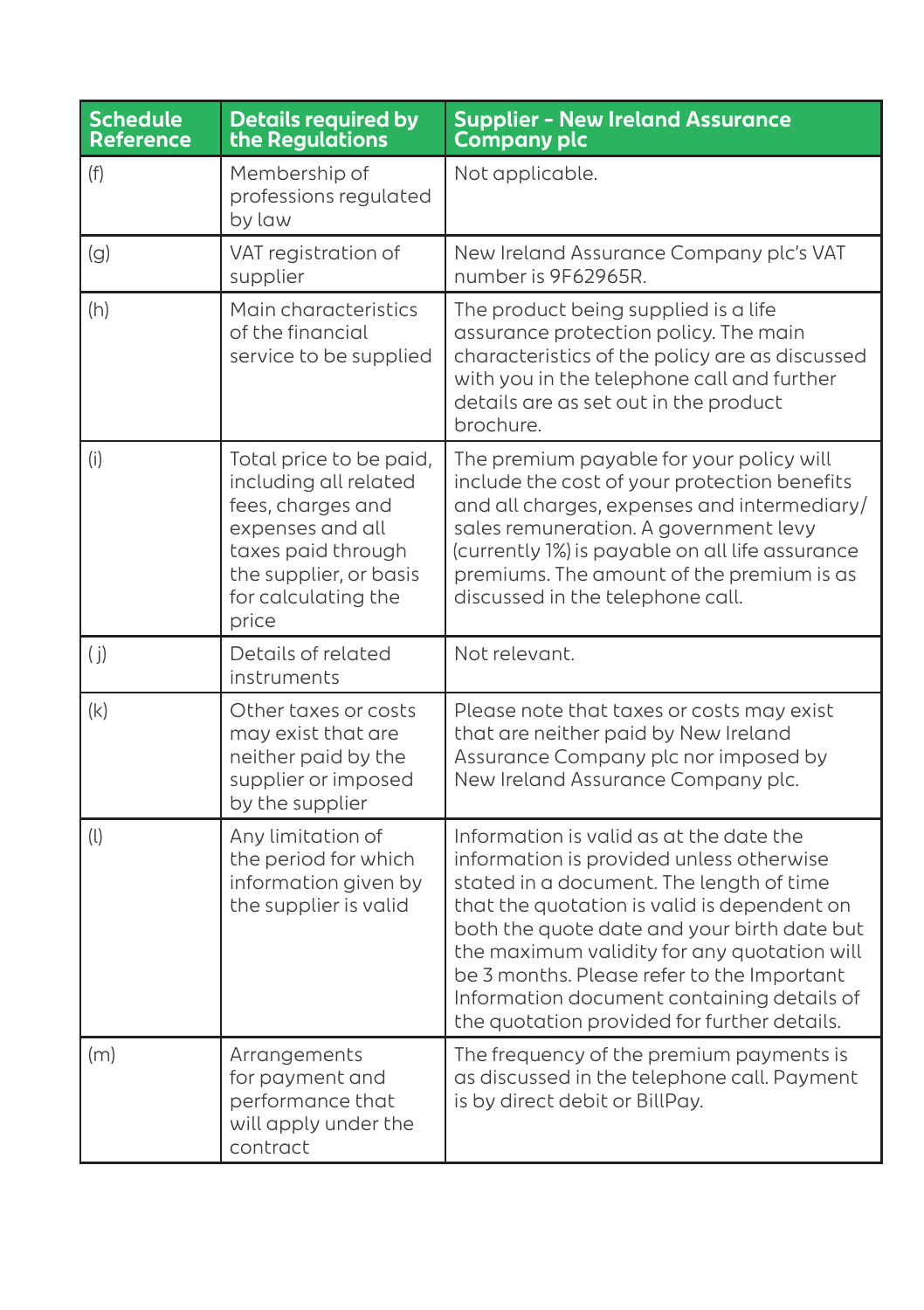| Schedule Reference | Details required by the Regulations | Supplier - New Ireland Assurance Company plc |
|---|---|---|
| (f) | Membership of professions regulated by law | Not applicable. |
| (g) | VAT registration of supplier | New Ireland Assurance Company plc's VAT number is 9F62965R. |
| (h) | Main characteristics of the financial service to be supplied | The product being supplied is a life assurance protection policy. The main characteristics of the policy are as discussed with you in the telephone call and further details are as set out in the product brochure. |
| (i) | Total price to be paid, including all related fees, charges and expenses and all taxes paid through the supplier, or basis for calculating the price | The premium payable for your policy will include the cost of your protection benefits and all charges, expenses and intermediary/ sales remuneration. A government levy (currently 1%) is payable on all life assurance premiums. The amount of the premium is as discussed in the telephone call. |
| ( j) | Details of related instruments | Not relevant. |
| (k) | Other taxes or costs may exist that are neither paid by the supplier or imposed by the supplier | Please note that taxes or costs may exist that are neither paid by New Ireland Assurance Company plc nor imposed by New Ireland Assurance Company plc. |
| (l) | Any limitation of the period for which information given by the supplier is valid | Information is valid as at the date the information is provided unless otherwise stated in a document. The length of time that the quotation is valid is dependent on both the quote date and your birth date but the maximum validity for any quotation will be 3 months. Please refer to the Important Information document containing details of the quotation provided for further details. |
| (m) | Arrangements for payment and performance that will apply under the contract | The frequency of the premium payments is as discussed in the telephone call. Payment is by direct debit or BillPay. |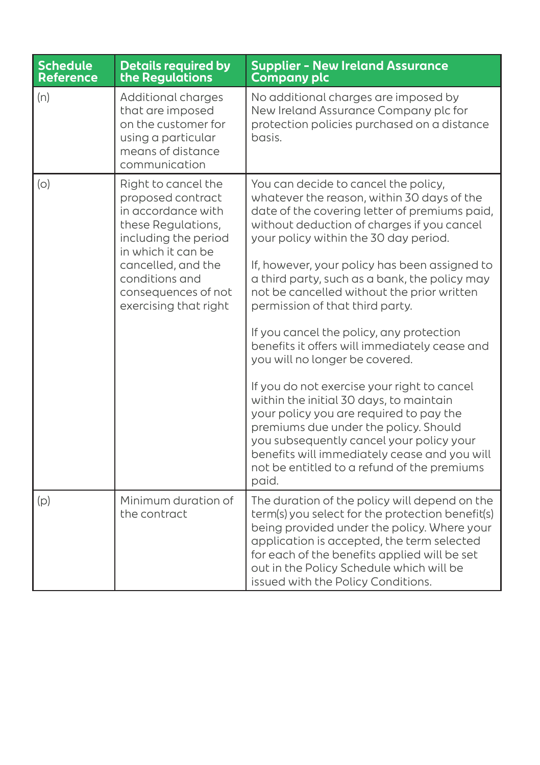| Schedule Reference | Details required by the Regulations | Supplier - New Ireland Assurance Company plc |
|---|---|---|
| (n) | Additional charges that are imposed on the customer for using a particular means of distance communication | No additional charges are imposed by New Ireland Assurance Company plc for protection policies purchased on a distance basis. |
| (o) | Right to cancel the proposed contract in accordance with these Regulations, including the period in which it can be cancelled, and the conditions and consequences of not exercising that right | You can decide to cancel the policy, whatever the reason, within 30 days of the date of the covering letter of premiums paid, without deduction of charges if you cancel your policy within the 30 day period.<br><br>If, however, your policy has been assigned to a third party, such as a bank, the policy may not be cancelled without the prior written permission of that third party.<br><br>If you cancel the policy, any protection benefits it offers will immediately cease and you will no longer be covered.<br><br>If you do not exercise your right to cancel within the initial 30 days, to maintain your policy you are required to pay the premiums due under the policy. Should you subsequently cancel your policy your benefits will immediately cease and you will not be entitled to a refund of the premiums paid. |
| (p) | Minimum duration of the contract | The duration of the policy will depend on the term(s) you select for the protection benefit(s) being provided under the policy. Where your application is accepted, the term selected for each of the benefits applied will be set out in the Policy Schedule which will be issued with the Policy Conditions. |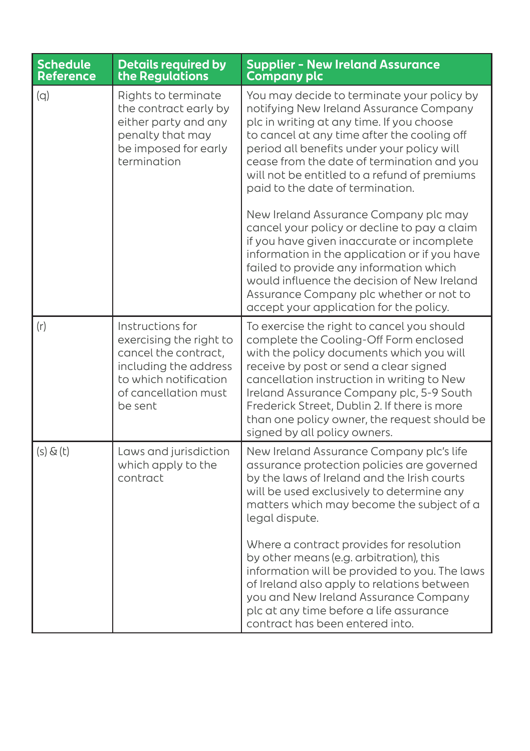| Schedule Reference | Details required by the Regulations | Supplier - New Ireland Assurance Company plc |
|---|---|---|
| (q) | Rights to terminate the contract early by either party and any penalty that may be imposed for early termination | You may decide to terminate your policy by notifying New Ireland Assurance Company plc in writing at any time. If you choose to cancel at any time after the cooling off period all benefits under your policy will cease from the date of termination and you will not be entitled to a refund of premiums paid to the date of termination.<br><br>New Ireland Assurance Company plc may cancel your policy or decline to pay a claim if you have given inaccurate or incomplete information in the application or if you have failed to provide any information which would influence the decision of New Ireland Assurance Company plc whether or not to accept your application for the policy. |
| (r) | Instructions for exercising the right to cancel the contract, including the address to which notification of cancellation must be sent | To exercise the right to cancel you should complete the Cooling-Off Form enclosed with the policy documents which you will receive by post or send a clear signed cancellation instruction in writing to New Ireland Assurance Company plc, 5-9 South Frederick Street, Dublin 2. If there is more than one policy owner, the request should be signed by all policy owners. |
| (s) & (t) | Laws and jurisdiction which apply to the contract | New Ireland Assurance Company plc's life assurance protection policies are governed by the laws of Ireland and the Irish courts will be used exclusively to determine any matters which may become the subject of a legal dispute.<br><br>Where a contract provides for resolution by other means (e.g. arbitration), this information will be provided to you. The laws of Ireland also apply to relations between you and New Ireland Assurance Company plc at any time before a life assurance contract has been entered into. |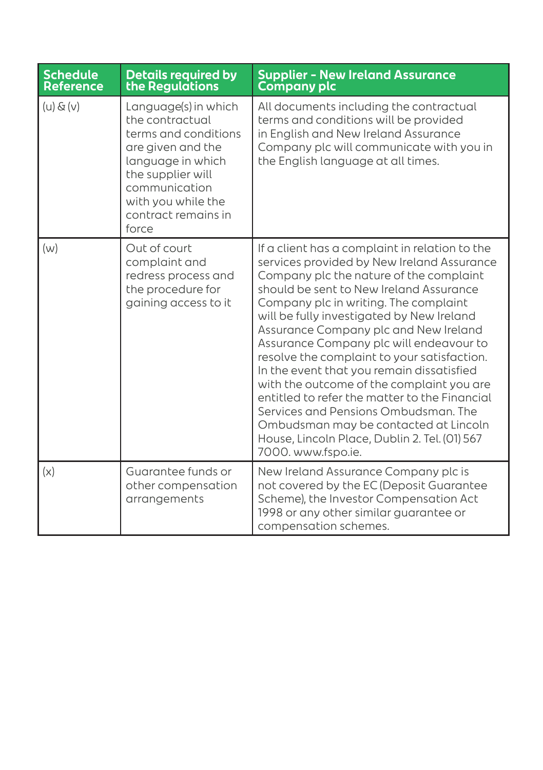| Schedule Reference | Details required by the Regulations | Supplier - New Ireland Assurance Company plc |
|---|---|---|
| (u) & (v) | Language(s) in which the contractual terms and conditions are given and the language in which the supplier will communication with you while the contract remains in force | All documents including the contractual terms and conditions will be provided in English and New Ireland Assurance Company plc will communicate with you in the English language at all times. |
| (w) | Out of court complaint and redress process and the procedure for gaining access to it | If a client has a complaint in relation to the services provided by New Ireland Assurance Company plc the nature of the complaint should be sent to New Ireland Assurance Company plc in writing. The complaint will be fully investigated by New Ireland Assurance Company plc and New Ireland Assurance Company plc will endeavour to resolve the complaint to your satisfaction. In the event that you remain dissatisfied with the outcome of the complaint you are entitled to refer the matter to the Financial Services and Pensions Ombudsman. The Ombudsman may be contacted at Lincoln House, Lincoln Place, Dublin 2. Tel. (01) 567 7000. www.fspo.ie. |
| (x) | Guarantee funds or other compensation arrangements | New Ireland Assurance Company plc is not covered by the EC (Deposit Guarantee Scheme), the Investor Compensation Act 1998 or any other similar guarantee or compensation schemes. |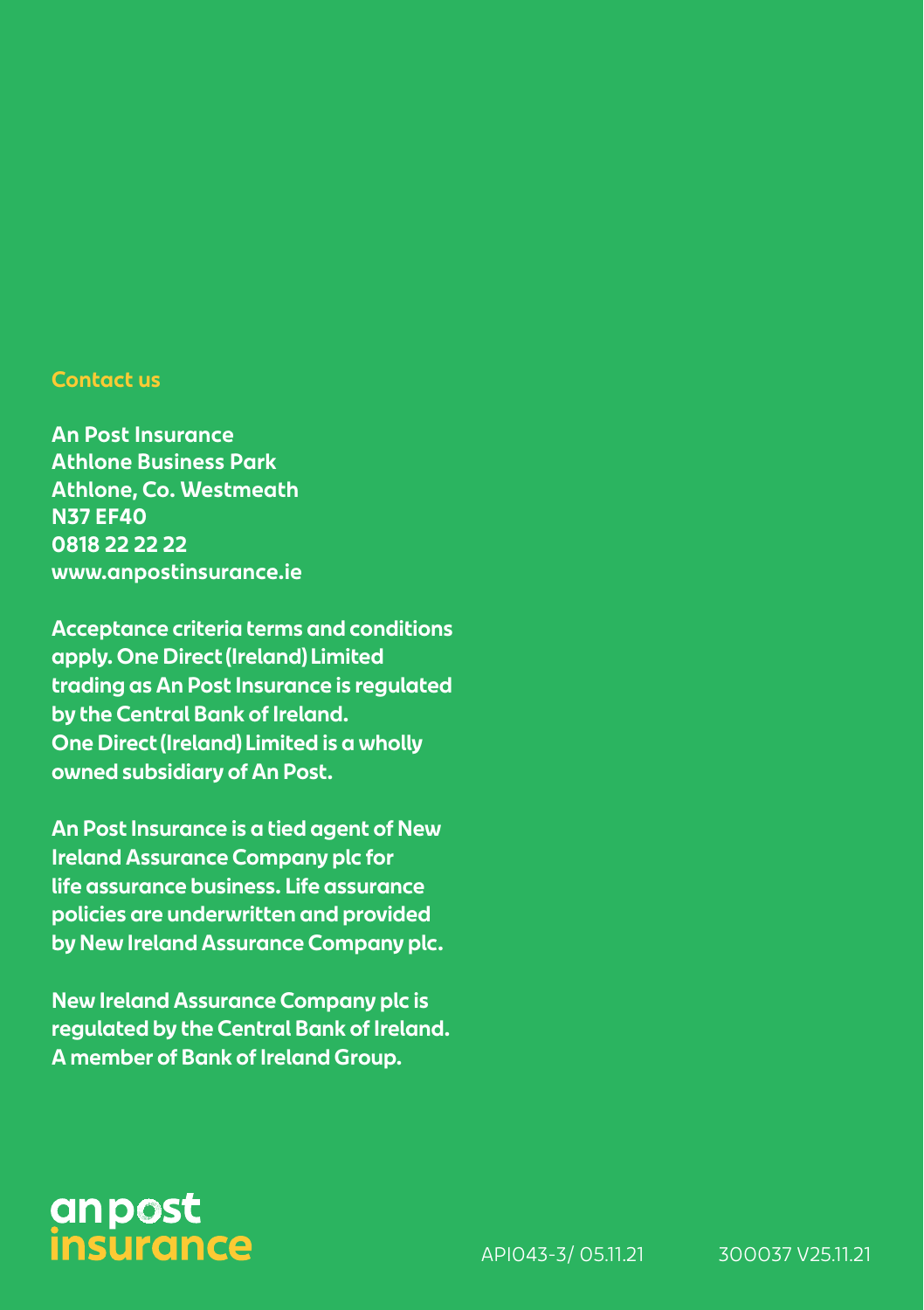## Contact us

**An Post Insurance**
**Athlone Business Park**
**Athlone, Co. Westmeath**
**N37 EF40**
**0818 22 22 22**
**www.anpostinsurance.ie**

**Acceptance criteria terms and conditions apply. One Direct (Ireland) Limited trading as An Post Insurance is regulated by the Central Bank of Ireland. One Direct (Ireland) Limited is a wholly owned subsidiary of An Post.**

**An Post Insurance is a tied agent of New Ireland Assurance Company plc for life assurance business. Life assurance policies are underwritten and provided by New Ireland Assurance Company plc.**

**New Ireland Assurance Company plc is regulated by the Central Bank of Ireland. A member of Bank of Ireland Group.**

an post
insurance

API043-3/ 05.11.21

300037 V25.11.21